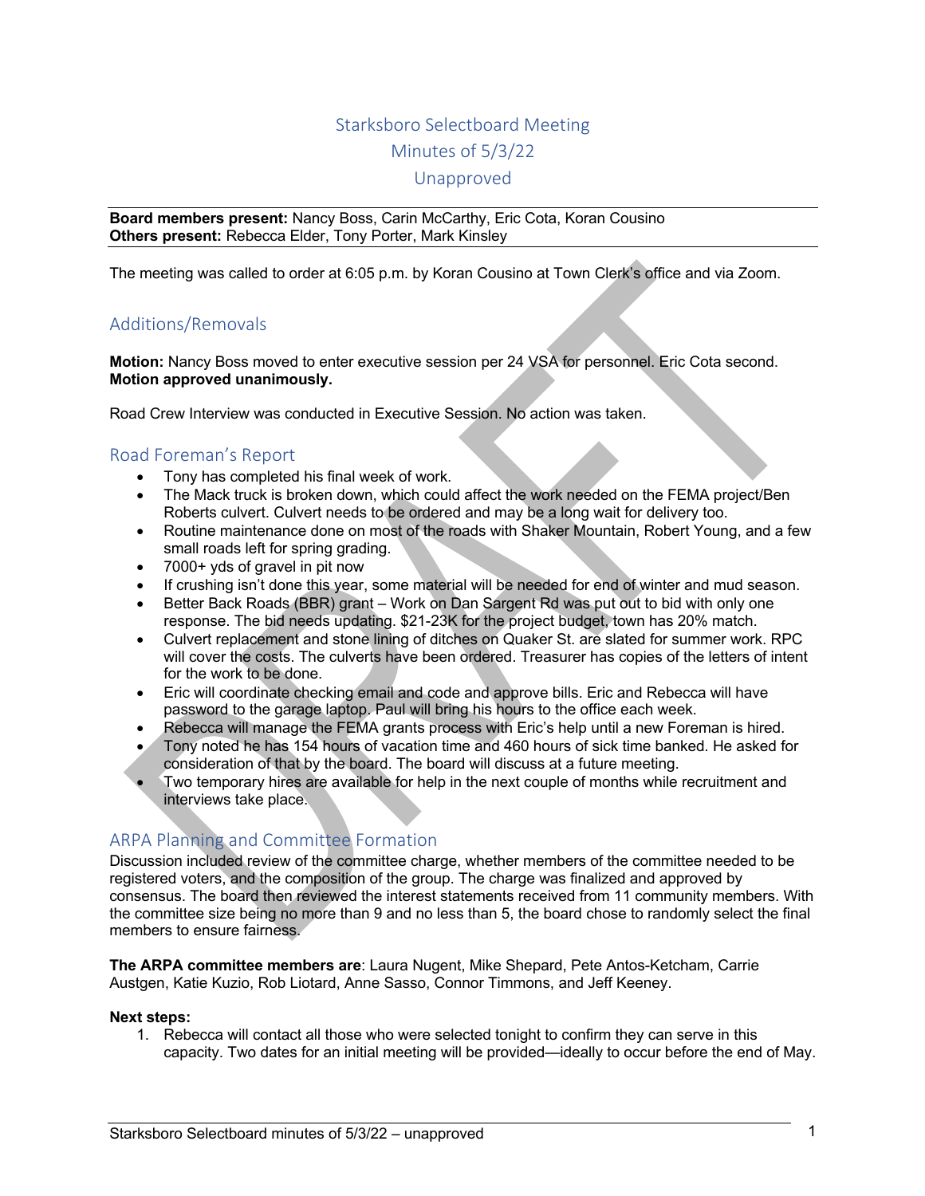# Starksboro Selectboard Meeting
# Minutes of 5/3/22
# Unapproved

**Board members present:** Nancy Boss, Carin McCarthy, Eric Cota, Koran Cousino
**Others present:** Rebecca Elder, Tony Porter, Mark Kinsley

The meeting was called to order at 6:05 p.m. by Koran Cousino at Town Clerk's office and via Zoom.

## Additions/Removals

**Motion:** Nancy Boss moved to enter executive session per 24 VSA for personnel. Eric Cota second.
**Motion approved unanimously.**

Road Crew Interview was conducted in Executive Session. No action was taken.

## Road Foreman's Report

- Tony has completed his final week of work.
- The Mack truck is broken down, which could affect the work needed on the FEMA project/Ben Roberts culvert. Culvert needs to be ordered and may be a long wait for delivery too.
- Routine maintenance done on most of the roads with Shaker Mountain, Robert Young, and a few small roads left for spring grading.
- 7000+ yds of gravel in pit now
- If crushing isn't done this year, some material will be needed for end of winter and mud season.
- Better Back Roads (BBR) grant – Work on Dan Sargent Rd was put out to bid with only one response. The bid needs updating. $21-23K for the project budget, town has 20% match.
- Culvert replacement and stone lining of ditches on Quaker St. are slated for summer work. RPC will cover the costs. The culverts have been ordered. Treasurer has copies of the letters of intent for the work to be done.
- Eric will coordinate checking email and code and approve bills. Eric and Rebecca will have password to the garage laptop. Paul will bring his hours to the office each week.
- Rebecca will manage the FEMA grants process with Eric's help until a new Foreman is hired.
- Tony noted he has 154 hours of vacation time and 460 hours of sick time banked. He asked for consideration of that by the board. The board will discuss at a future meeting.
- Two temporary hires are available for help in the next couple of months while recruitment and interviews take place.

## ARPA Planning and Committee Formation

Discussion included review of the committee charge, whether members of the committee needed to be registered voters, and the composition of the group. The charge was finalized and approved by consensus. The board then reviewed the interest statements received from 11 community members. With the committee size being no more than 9 and no less than 5, the board chose to randomly select the final members to ensure fairness.

**The ARPA committee members are**: Laura Nugent, Mike Shepard, Pete Antos-Ketcham, Carrie Austgen, Katie Kuzio, Rob Liotard, Anne Sasso, Connor Timmons, and Jeff Keeney.

**Next steps:**

1. Rebecca will contact all those who were selected tonight to confirm they can serve in this capacity. Two dates for an initial meeting will be provided—ideally to occur before the end of May.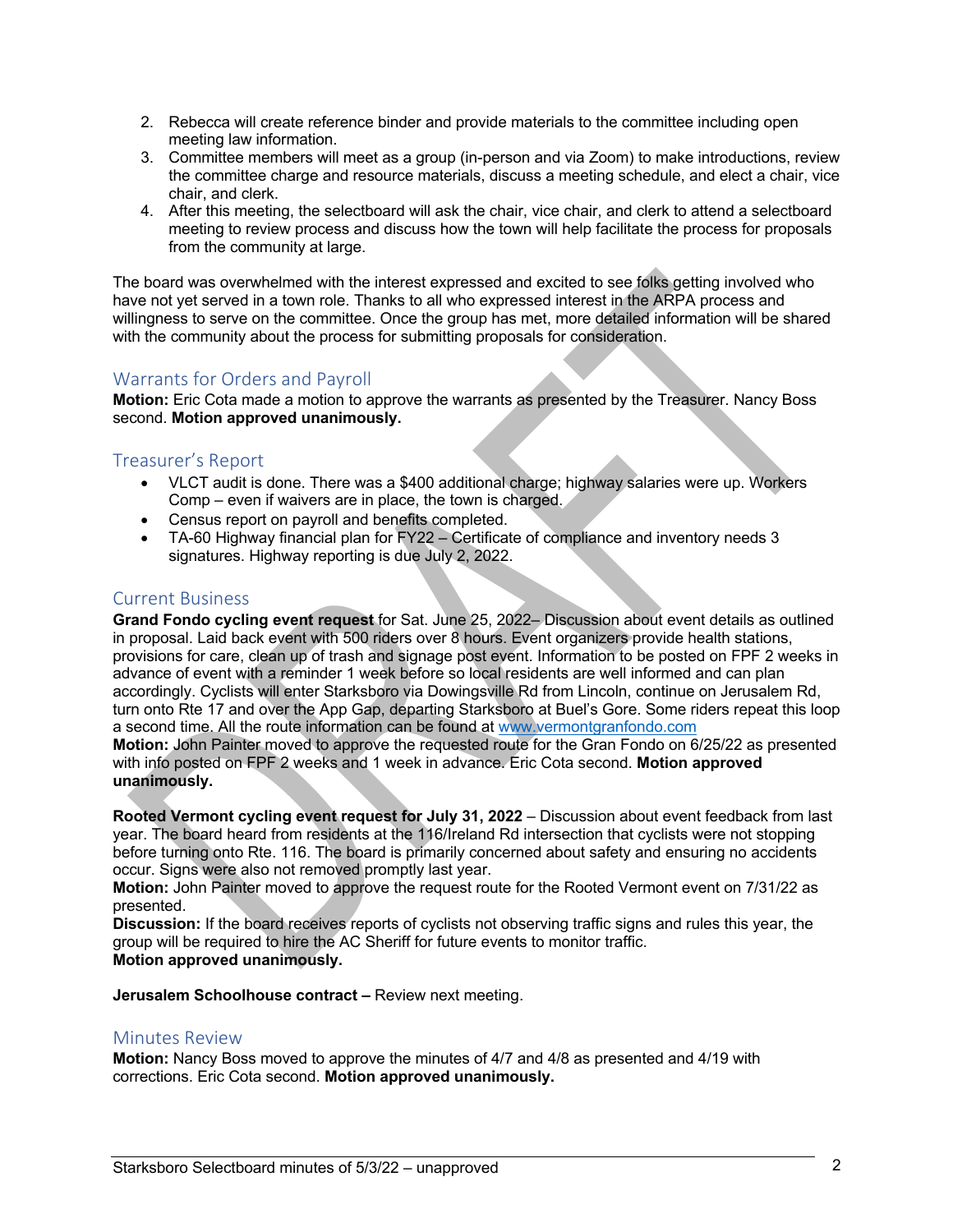2. Rebecca will create reference binder and provide materials to the committee including open meeting law information.
3. Committee members will meet as a group (in-person and via Zoom) to make introductions, review the committee charge and resource materials, discuss a meeting schedule, and elect a chair, vice chair, and clerk.
4. After this meeting, the selectboard will ask the chair, vice chair, and clerk to attend a selectboard meeting to review process and discuss how the town will help facilitate the process for proposals from the community at large.

The board was overwhelmed with the interest expressed and excited to see folks getting involved who have not yet served in a town role. Thanks to all who expressed interest in the ARPA process and willingness to serve on the committee. Once the group has met, more detailed information will be shared with the community about the process for submitting proposals for consideration.

## Warrants for Orders and Payroll

**Motion:** Eric Cota made a motion to approve the warrants as presented by the Treasurer. Nancy Boss second. **Motion approved unanimously.**

## Treasurer's Report

- VLCT audit is done. There was a $400 additional charge; highway salaries were up. Workers Comp – even if waivers are in place, the town is charged.
- Census report on payroll and benefits completed.
- TA-60 Highway financial plan for FY22 – Certificate of compliance and inventory needs 3 signatures. Highway reporting is due July 2, 2022.

## Current Business

**Grand Fondo cycling event request** for Sat. June 25, 2022– Discussion about event details as outlined in proposal. Laid back event with 500 riders over 8 hours. Event organizers provide health stations, provisions for care, clean up of trash and signage post event. Information to be posted on FPF 2 weeks in advance of event with a reminder 1 week before so local residents are well informed and can plan accordingly. Cyclists will enter Starksboro via Dowingsville Rd from Lincoln, continue on Jerusalem Rd, turn onto Rte 17 and over the App Gap, departing Starksboro at Buel's Gore. Some riders repeat this loop a second time. All the route information can be found at www.vermontgranfondo.com
**Motion:** John Painter moved to approve the requested route for the Gran Fondo on 6/25/22 as presented with info posted on FPF 2 weeks and 1 week in advance. Eric Cota second. **Motion approved unanimously.**

**Rooted Vermont cycling event request for July 31, 2022** – Discussion about event feedback from last year. The board heard from residents at the 116/Ireland Rd intersection that cyclists were not stopping before turning onto Rte. 116. The board is primarily concerned about safety and ensuring no accidents occur. Signs were also not removed promptly last year.
**Motion:** John Painter moved to approve the request route for the Rooted Vermont event on 7/31/22 as presented.
**Discussion:** If the board receives reports of cyclists not observing traffic signs and rules this year, the group will be required to hire the AC Sheriff for future events to monitor traffic.
**Motion approved unanimously.**

**Jerusalem Schoolhouse contract –** Review next meeting.

## Minutes Review

**Motion:** Nancy Boss moved to approve the minutes of 4/7 and 4/8 as presented and 4/19 with corrections. Eric Cota second. **Motion approved unanimously.**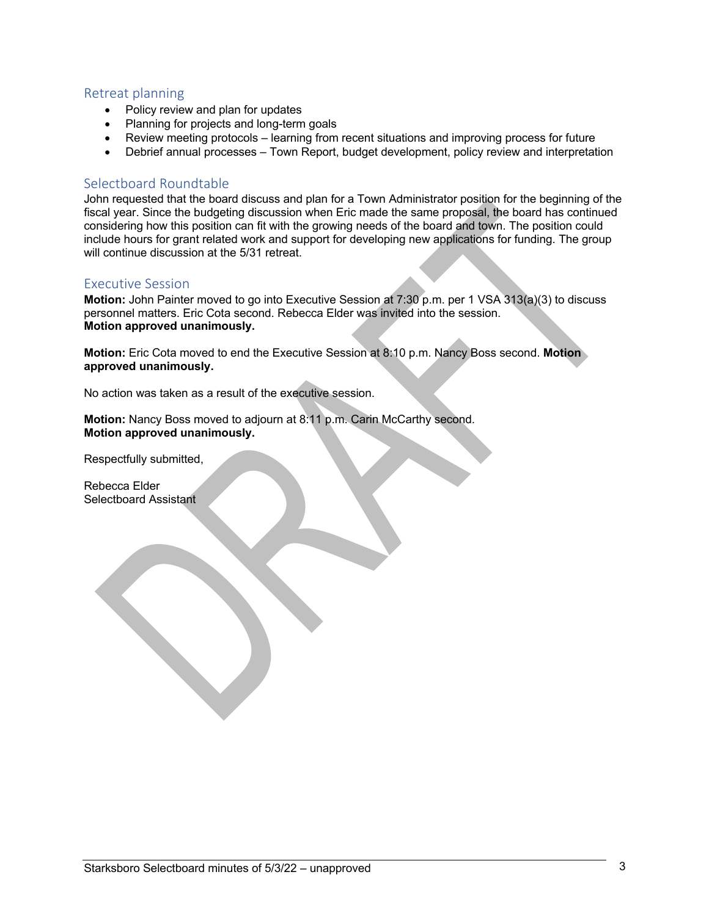## Retreat planning

- Policy review and plan for updates
- Planning for projects and long-term goals
- Review meeting protocols – learning from recent situations and improving process for future
- Debrief annual processes – Town Report, budget development, policy review and interpretation

## Selectboard Roundtable

John requested that the board discuss and plan for a Town Administrator position for the beginning of the fiscal year. Since the budgeting discussion when Eric made the same proposal, the board has continued considering how this position can fit with the growing needs of the board and town. The position could include hours for grant related work and support for developing new applications for funding. The group will continue discussion at the 5/31 retreat.

## Executive Session

**Motion:** John Painter moved to go into Executive Session at 7:30 p.m. per 1 VSA 313(a)(3) to discuss personnel matters. Eric Cota second. Rebecca Elder was invited into the session.
**Motion approved unanimously.**

**Motion:** Eric Cota moved to end the Executive Session at 8:10 p.m. Nancy Boss second. **Motion approved unanimously.**

No action was taken as a result of the executive session.

**Motion:** Nancy Boss moved to adjourn at 8:11 p.m. Carin McCarthy second.
**Motion approved unanimously.**

Respectfully submitted,

Rebecca Elder
Selectboard Assistant